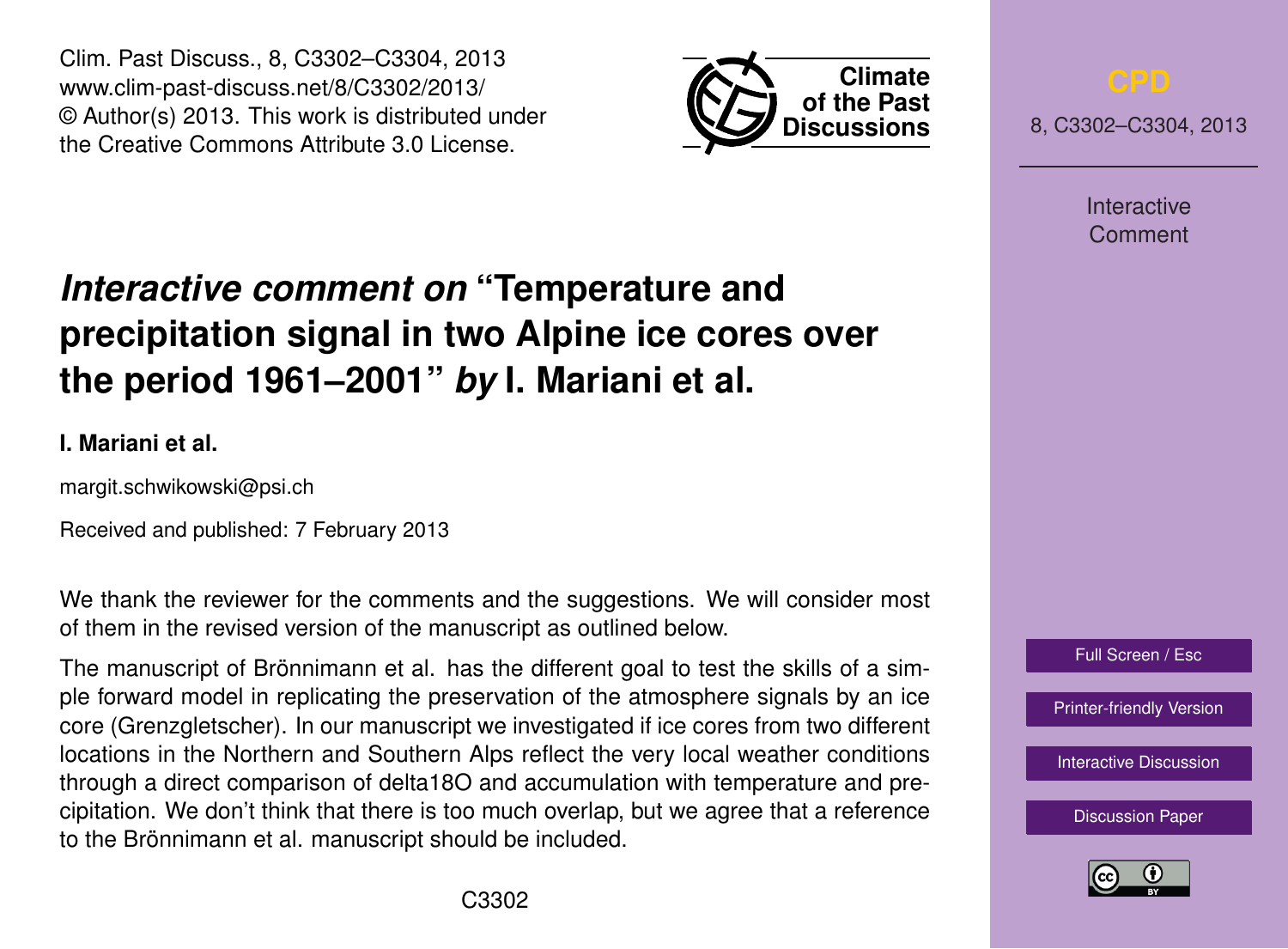# *Interactive comment on* "Temperature and precipitation signal in two Alpine ice cores over the period 1961–2001" *by* I. Mariani et al.

**I. Mariani et al.**

margit.schwikowski@psi.ch

Received and published: 7 February 2013

We thank the reviewer for the comments and the suggestions. We will consider most of them in the revised version of the manuscript as outlined below.

The manuscript of Brönnimann et al. has the different goal to test the skills of a simple forward model in replicating the preservation of the atmosphere signals by an ice core (Grenzgletscher). In our manuscript we investigated if ice cores from two different locations in the Northern and Southern Alps reflect the very local weather conditions through a direct comparison of delta18O and accumulation with temperature and precipitation. We don't think that there is too much overlap, but we agree that a reference to the Brönnimann et al. manuscript should be included.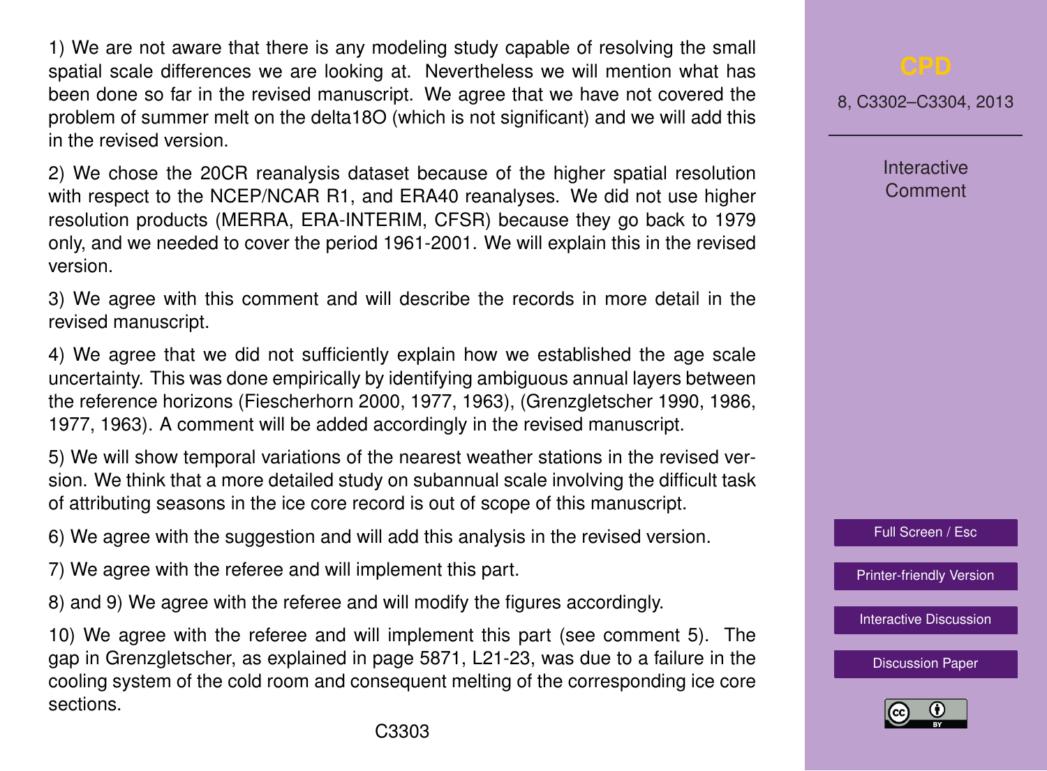1) We are not aware that there is any modeling study capable of resolving the small spatial scale differences we are looking at. Nevertheless we will mention what has been done so far in the revised manuscript. We agree that we have not covered the problem of summer melt on the delta18O (which is not significant) and we will add this in the revised version.

2) We chose the 20CR reanalysis dataset because of the higher spatial resolution with respect to the NCEP/NCAR R1, and ERA40 reanalyses. We did not use higher resolution products (MERRA, ERA-INTERIM, CFSR) because they go back to 1979 only, and we needed to cover the period 1961-2001. We will explain this in the revised version.

3) We agree with this comment and will describe the records in more detail in the revised manuscript.

4) We agree that we did not sufficiently explain how we established the age scale uncertainty. This was done empirically by identifying ambiguous annual layers between the reference horizons (Fiescherhorn 2000, 1977, 1963), (Grenzgletscher 1990, 1986, 1977, 1963). A comment will be added accordingly in the revised manuscript.

5) We will show temporal variations of the nearest weather stations in the revised version. We think that a more detailed study on subannual scale involving the difficult task of attributing seasons in the ice core record is out of scope of this manuscript.

6) We agree with the suggestion and will add this analysis in the revised version.

7) We agree with the referee and will implement this part.

8) and 9) We agree with the referee and will modify the figures accordingly.

10) We agree with the referee and will implement this part (see comment 5). The gap in Grenzgletscher, as explained in page 5871, L21-23, was due to a failure in the cooling system of the cold room and consequent melting of the corresponding ice core sections.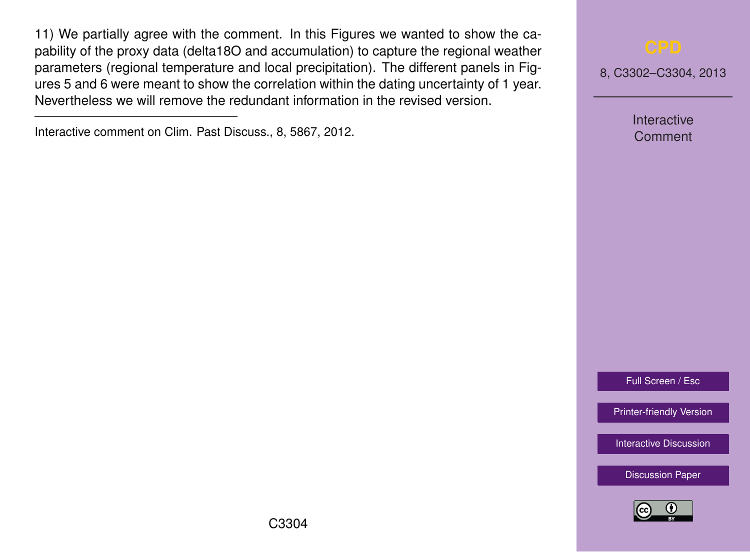11) We partially agree with the comment. In this Figures we wanted to show the capability of the proxy data (delta18O and accumulation) to capture the regional weather parameters (regional temperature and local precipitation). The different panels in Figures 5 and 6 were meant to show the correlation within the dating uncertainty of 1 year. Nevertheless we will remove the redundant information in the revised version.

---

Interactive comment on Clim. Past Discuss., 8, 5867, 2012.